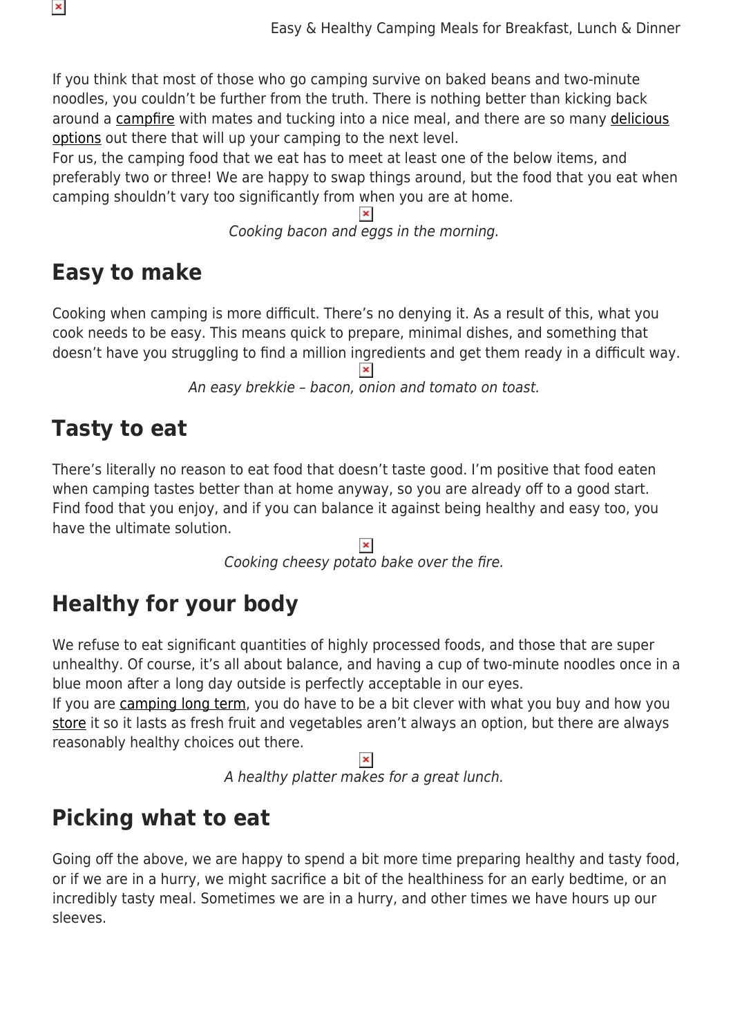If you think that most of those who go camping survive on baked beans and two-minute noodles, you couldn't be further from the truth. There is nothing better than kicking back around a campfire with mates and tucking into a nice meal, and there are so many delicious options out there that will up your camping to the next level.

For us, the camping food that we eat has to meet at least one of the below items, and preferably two or three! We are happy to swap things around, but the food that you eat when camping shouldn't vary too significantly from when you are at home.

*Cooking bacon and eggs in the morning.*

## Easy to make

Cooking when camping is more difficult. There's no denying it. As a result of this, what you cook needs to be easy. This means quick to prepare, minimal dishes, and something that doesn't have you struggling to find a million ingredients and get them ready in a difficult way.

*An easy brekkie – bacon, onion and tomato on toast.*

## Tasty to eat

There's literally no reason to eat food that doesn't taste good. I'm positive that food eaten when camping tastes better than at home anyway, so you are already off to a good start. Find food that you enjoy, and if you can balance it against being healthy and easy too, you have the ultimate solution.

*Cooking cheesy potato bake over the fire.*

## Healthy for your body

We refuse to eat significant quantities of highly processed foods, and those that are super unhealthy. Of course, it's all about balance, and having a cup of two-minute noodles once in a blue moon after a long day outside is perfectly acceptable in our eyes.

If you are camping long term, you do have to be a bit clever with what you buy and how you store it so it lasts as fresh fruit and vegetables aren't always an option, but there are always reasonably healthy choices out there.

*A healthy platter makes for a great lunch.*

## Picking what to eat

Going off the above, we are happy to spend a bit more time preparing healthy and tasty food, or if we are in a hurry, we might sacrifice a bit of the healthiness for an early bedtime, or an incredibly tasty meal. Sometimes we are in a hurry, and other times we have hours up our sleeves.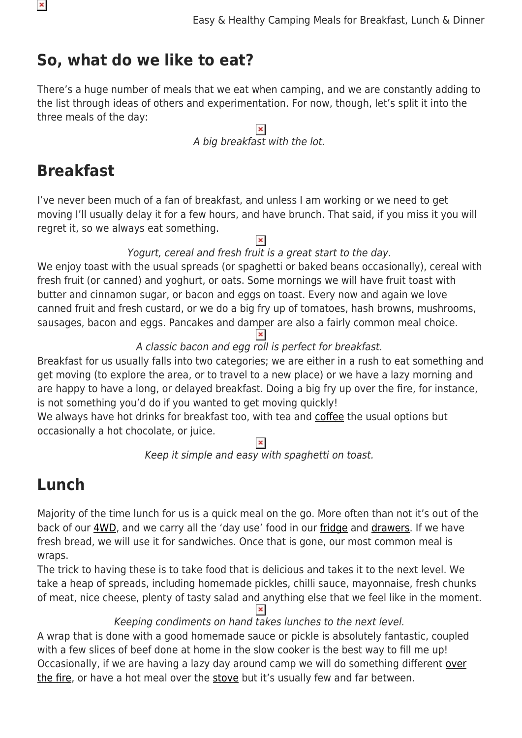## So, what do we like to eat?

There's a huge number of meals that we eat when camping, and we are constantly adding to the list through ideas of others and experimentation. For now, though, let's split it into the three meals of the day:

*A big breakfast with the lot.*

## Breakfast

I've never been much of a fan of breakfast, and unless I am working or we need to get moving I'll usually delay it for a few hours, and have brunch. That said, if you miss it you will regret it, so we always eat something.

*Yogurt, cereal and fresh fruit is a great start to the day.*

We enjoy toast with the usual spreads (or spaghetti or baked beans occasionally), cereal with fresh fruit (or canned) and yoghurt, or oats. Some mornings we will have fruit toast with butter and cinnamon sugar, or bacon and eggs on toast. Every now and again we love canned fruit and fresh custard, or we do a big fry up of tomatoes, hash browns, mushrooms, sausages, bacon and eggs. Pancakes and damper are also a fairly common meal choice.

*A classic bacon and egg roll is perfect for breakfast.*

Breakfast for us usually falls into two categories; we are either in a rush to eat something and get moving (to explore the area, or to travel to a new place) or we have a lazy morning and are happy to have a long, or delayed breakfast. Doing a big fry up over the fire, for instance, is not something you'd do if you wanted to get moving quickly!

We always have hot drinks for breakfast too, with tea and coffee the usual options but occasionally a hot chocolate, or juice.

*Keep it simple and easy with spaghetti on toast.*

## Lunch

Majority of the time lunch for us is a quick meal on the go. More often than not it's out of the back of our 4WD, and we carry all the 'day use' food in our fridge and drawers. If we have fresh bread, we will use it for sandwiches. Once that is gone, our most common meal is wraps.

The trick to having these is to take food that is delicious and takes it to the next level. We take a heap of spreads, including homemade pickles, chilli sauce, mayonnaise, fresh chunks of meat, nice cheese, plenty of tasty salad and anything else that we feel like in the moment.

*Keeping condiments on hand takes lunches to the next level.*

A wrap that is done with a good homemade sauce or pickle is absolutely fantastic, coupled with a few slices of beef done at home in the slow cooker is the best way to fill me up! Occasionally, if we are having a lazy day around camp we will do something different over the fire, or have a hot meal over the stove but it's usually few and far between.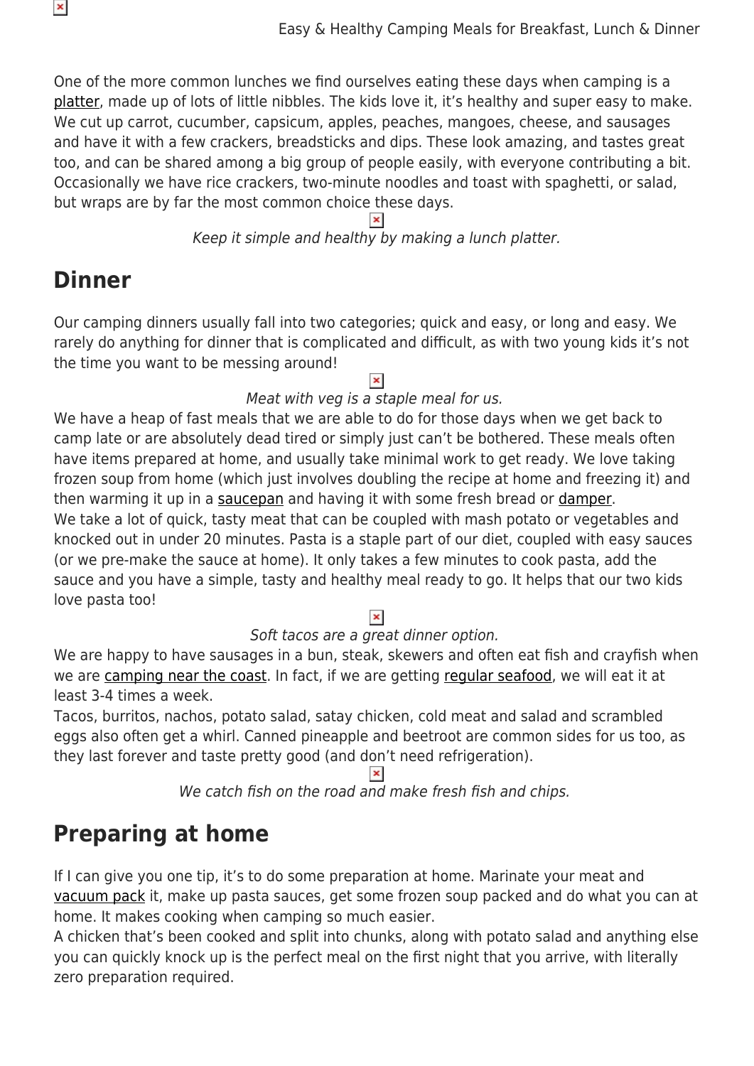One of the more common lunches we find ourselves eating these days when camping is a platter, made up of lots of little nibbles. The kids love it, it's healthy and super easy to make. We cut up carrot, cucumber, capsicum, apples, peaches, mangoes, cheese, and sausages and have it with a few crackers, breadsticks and dips. These look amazing, and tastes great too, and can be shared among a big group of people easily, with everyone contributing a bit. Occasionally we have rice crackers, two-minute noodles and toast with spaghetti, or salad, but wraps are by far the most common choice these days.

*Keep it simple and healthy by making a lunch platter.*

## Dinner

Our camping dinners usually fall into two categories; quick and easy, or long and easy. We rarely do anything for dinner that is complicated and difficult, as with two young kids it's not the time you want to be messing around!

*Meat with veg is a staple meal for us.*

We have a heap of fast meals that we are able to do for those days when we get back to camp late or are absolutely dead tired or simply just can't be bothered. These meals often have items prepared at home, and usually take minimal work to get ready. We love taking frozen soup from home (which just involves doubling the recipe at home and freezing it) and then warming it up in a saucepan and having it with some fresh bread or damper.

We take a lot of quick, tasty meat that can be coupled with mash potato or vegetables and knocked out in under 20 minutes. Pasta is a staple part of our diet, coupled with easy sauces (or we pre-make the sauce at home). It only takes a few minutes to cook pasta, add the sauce and you have a simple, tasty and healthy meal ready to go. It helps that our two kids love pasta too!

*Soft tacos are a great dinner option.*

We are happy to have sausages in a bun, steak, skewers and often eat fish and crayfish when we are camping near the coast. In fact, if we are getting regular seafood, we will eat it at least 3-4 times a week.

Tacos, burritos, nachos, potato salad, satay chicken, cold meat and salad and scrambled eggs also often get a whirl. Canned pineapple and beetroot are common sides for us too, as they last forever and taste pretty good (and don't need refrigeration).

*We catch fish on the road and make fresh fish and chips.*

## Preparing at home

If I can give you one tip, it's to do some preparation at home. Marinate your meat and vacuum pack it, make up pasta sauces, get some frozen soup packed and do what you can at home. It makes cooking when camping so much easier.

A chicken that's been cooked and split into chunks, along with potato salad and anything else you can quickly knock up is the perfect meal on the first night that you arrive, with literally zero preparation required.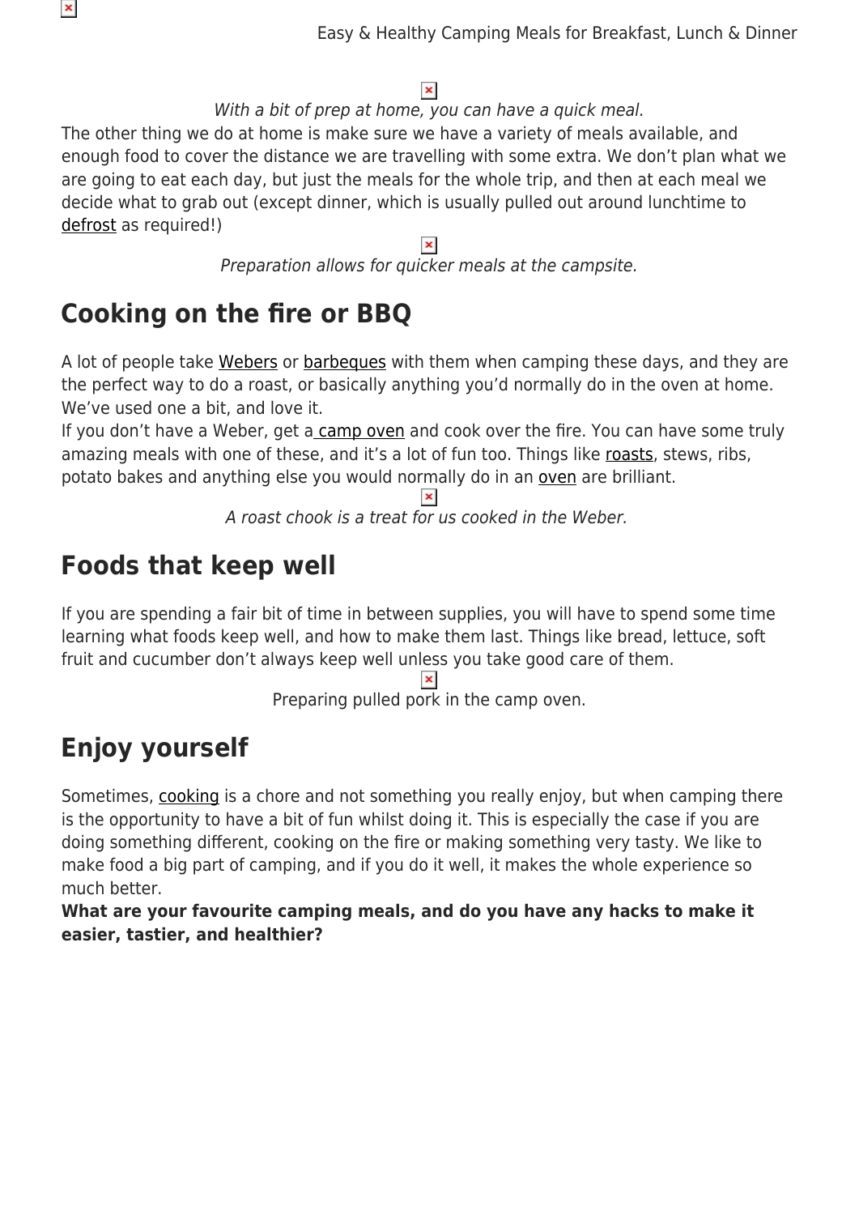*With a bit of prep at home, you can have a quick meal.*

The other thing we do at home is make sure we have a variety of meals available, and enough food to cover the distance we are travelling with some extra. We don't plan what we are going to eat each day, but just the meals for the whole trip, and then at each meal we decide what to grab out (except dinner, which is usually pulled out around lunchtime to defrost as required!)

*Preparation allows for quicker meals at the campsite.*

## Cooking on the fire or BBQ

A lot of people take Webers or barbeques with them when camping these days, and they are the perfect way to do a roast, or basically anything you'd normally do in the oven at home. We've used one a bit, and love it.

If you don't have a Weber, get a camp oven and cook over the fire. You can have some truly amazing meals with one of these, and it's a lot of fun too. Things like roasts, stews, ribs, potato bakes and anything else you would normally do in an oven are brilliant.

*A roast chook is a treat for us cooked in the Weber.*

## Foods that keep well

If you are spending a fair bit of time in between supplies, you will have to spend some time learning what foods keep well, and how to make them last. Things like bread, lettuce, soft fruit and cucumber don't always keep well unless you take good care of them.

Preparing pulled pork in the camp oven.

## Enjoy yourself

Sometimes, cooking is a chore and not something you really enjoy, but when camping there is the opportunity to have a bit of fun whilst doing it. This is especially the case if you are doing something different, cooking on the fire or making something very tasty. We like to make food a big part of camping, and if you do it well, it makes the whole experience so much better.

**What are your favourite camping meals, and do you have any hacks to make it easier, tastier, and healthier?**